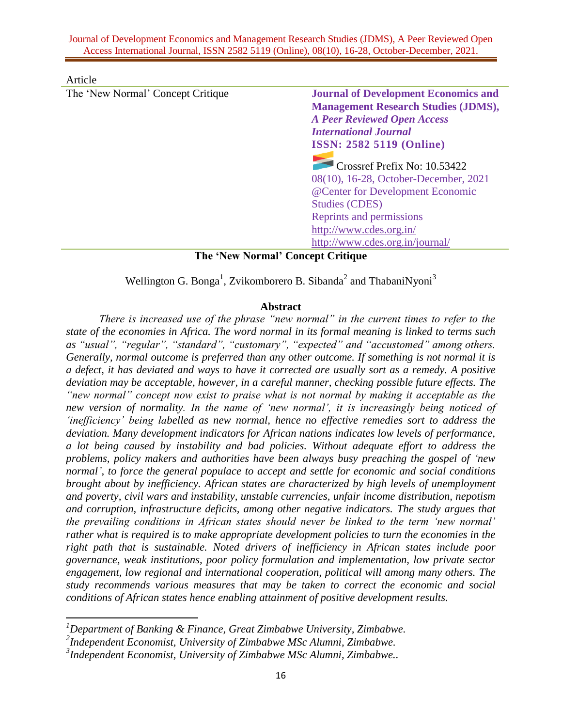Article

The 'New Normal' Concept Critique

**Journal of Development Economics and Management Research Studies (JDMS),**
***A Peer Reviewed Open Access International Journal***
**ISSN: 2582 5119 (Online)**

Crossref Prefix No: 10.53422
08(10), 16-28, October-December, 2021
@Center for Development Economic Studies (CDES)
Reprints and permissions
http://www.cdes.org.in/
http://www.cdes.org.in/journal/

# The 'New Normal' Concept Critique

Wellington G. Bonga[1], Zvikomborero B. Sibanda[2] and ThabaniNyoni[3]

## Abstract

*There is increased use of the phrase "new normal" in the current times to refer to the state of the economies in Africa. The word normal in its formal meaning is linked to terms such as "usual", "regular", "standard", "customary", "expected" and "accustomed" among others. Generally, normal outcome is preferred than any other outcome. If something is not normal it is a defect, it has deviated and ways to have it corrected are usually sort as a remedy. A positive deviation may be acceptable, however, in a careful manner, checking possible future effects. The "new normal" concept now exist to praise what is not normal by making it acceptable as the new version of normality. In the name of 'new normal', it is increasingly being noticed of 'inefficiency' being labelled as new normal, hence no effective remedies sort to address the deviation. Many development indicators for African nations indicates low levels of performance, a lot being caused by instability and bad policies. Without adequate effort to address the problems, policy makers and authorities have been always busy preaching the gospel of 'new normal', to force the general populace to accept and settle for economic and social conditions brought about by inefficiency. African states are characterized by high levels of unemployment and poverty, civil wars and instability, unstable currencies, unfair income distribution, nepotism and corruption, infrastructure deficits, among other negative indicators. The study argues that the prevailing conditions in African states should never be linked to the term 'new normal' rather what is required is to make appropriate development policies to turn the economies in the right path that is sustainable. Noted drivers of inefficiency in African states include poor governance, weak institutions, poor policy formulation and implementation, low private sector engagement, low regional and international cooperation, political will among many others. The study recommends various measures that may be taken to correct the economic and social conditions of African states hence enabling attainment of positive development results.*

---

[1]*Department of Banking & Finance, Great Zimbabwe University, Zimbabwe.*
[2]*Independent Economist, University of Zimbabwe MSc Alumni, Zimbabwe.*
[3]*Independent Economist, University of Zimbabwe MSc Alumni, Zimbabwe..*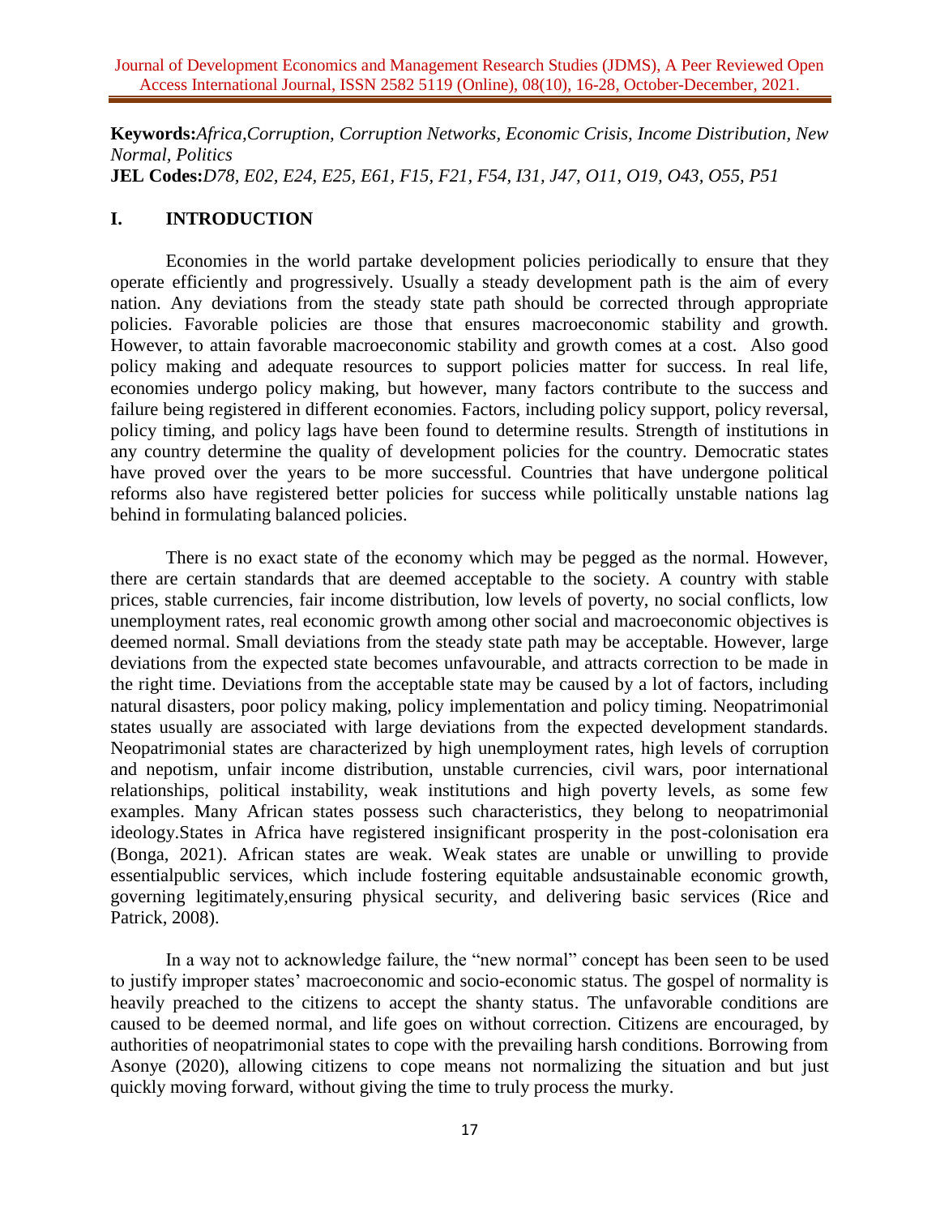**Keywords:***Africa,Corruption, Corruption Networks, Economic Crisis, Income Distribution, New Normal, Politics*
**JEL Codes:***D78, E02, E24, E25, E61, F15, F21, F54, I31, J47, O11, O19, O43, O55, P51*

## I. INTRODUCTION

Economies in the world partake development policies periodically to ensure that they operate efficiently and progressively. Usually a steady development path is the aim of every nation. Any deviations from the steady state path should be corrected through appropriate policies. Favorable policies are those that ensures macroeconomic stability and growth. However, to attain favorable macroeconomic stability and growth comes at a cost. Also good policy making and adequate resources to support policies matter for success. In real life, economies undergo policy making, but however, many factors contribute to the success and failure being registered in different economies. Factors, including policy support, policy reversal, policy timing, and policy lags have been found to determine results. Strength of institutions in any country determine the quality of development policies for the country. Democratic states have proved over the years to be more successful. Countries that have undergone political reforms also have registered better policies for success while politically unstable nations lag behind in formulating balanced policies.

There is no exact state of the economy which may be pegged as the normal. However, there are certain standards that are deemed acceptable to the society. A country with stable prices, stable currencies, fair income distribution, low levels of poverty, no social conflicts, low unemployment rates, real economic growth among other social and macroeconomic objectives is deemed normal. Small deviations from the steady state path may be acceptable. However, large deviations from the expected state becomes unfavourable, and attracts correction to be made in the right time. Deviations from the acceptable state may be caused by a lot of factors, including natural disasters, poor policy making, policy implementation and policy timing. Neopatrimonial states usually are associated with large deviations from the expected development standards. Neopatrimonial states are characterized by high unemployment rates, high levels of corruption and nepotism, unfair income distribution, unstable currencies, civil wars, poor international relationships, political instability, weak institutions and high poverty levels, as some few examples. Many African states possess such characteristics, they belong to neopatrimonial ideology.States in Africa have registered insignificant prosperity in the post-colonisation era (Bonga, 2021). African states are weak. Weak states are unable or unwilling to provide essentialpublic services, which include fostering equitable andsustainable economic growth, governing legitimately,ensuring physical security, and delivering basic services (Rice and Patrick, 2008).

In a way not to acknowledge failure, the "new normal" concept has been seen to be used to justify improper states' macroeconomic and socio-economic status. The gospel of normality is heavily preached to the citizens to accept the shanty status. The unfavorable conditions are caused to be deemed normal, and life goes on without correction. Citizens are encouraged, by authorities of neopatrimonial states to cope with the prevailing harsh conditions. Borrowing from Asonye (2020), allowing citizens to cope means not normalizing the situation and but just quickly moving forward, without giving the time to truly process the murky.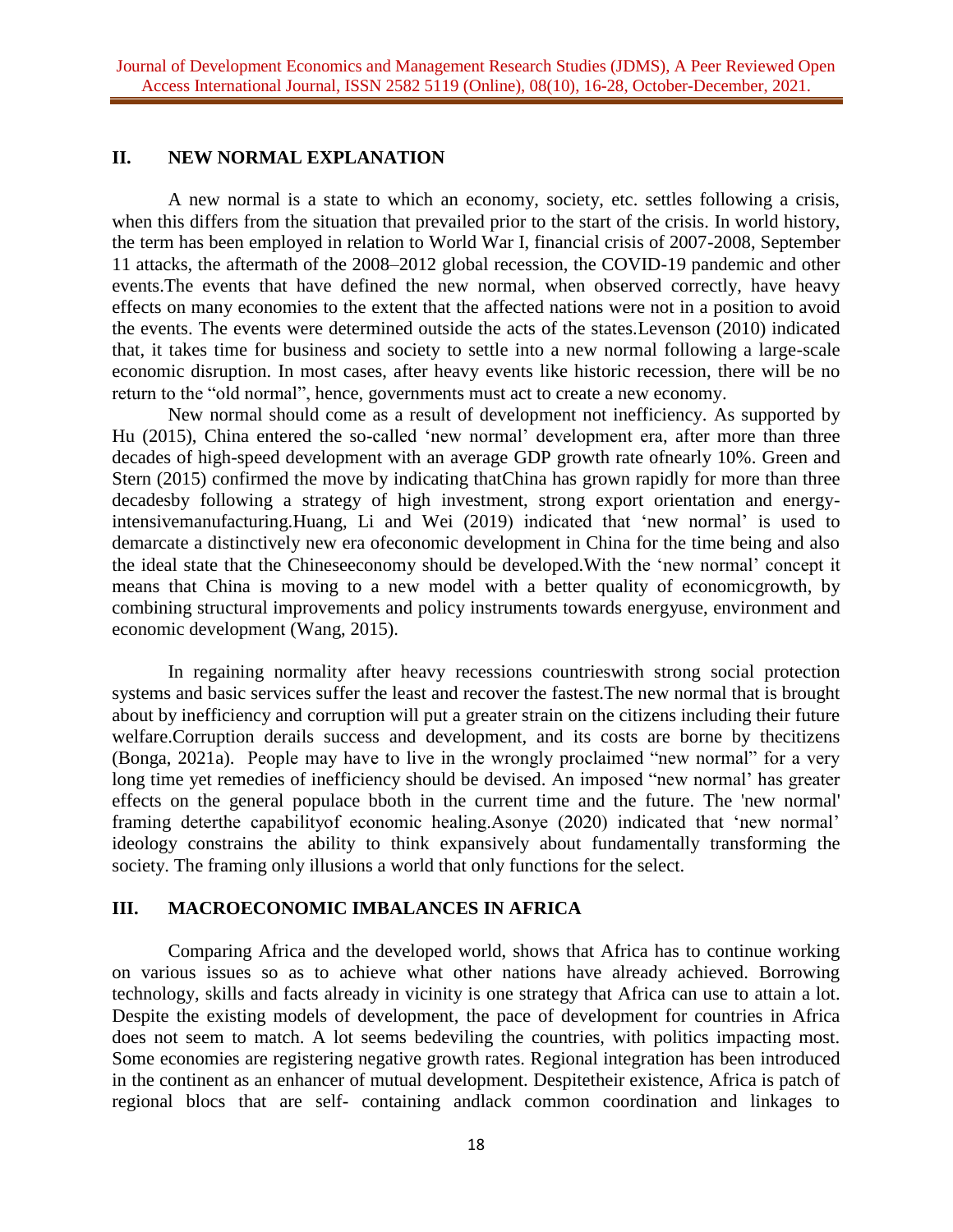## II. NEW NORMAL EXPLANATION

A new normal is a state to which an economy, society, etc. settles following a crisis, when this differs from the situation that prevailed prior to the start of the crisis. In world history, the term has been employed in relation to World War I, financial crisis of 2007-2008, September 11 attacks, the aftermath of the 2008–2012 global recession, the COVID-19 pandemic and other events.The events that have defined the new normal, when observed correctly, have heavy effects on many economies to the extent that the affected nations were not in a position to avoid the events. The events were determined outside the acts of the states.Levenson (2010) indicated that, it takes time for business and society to settle into a new normal following a large-scale economic disruption. In most cases, after heavy events like historic recession, there will be no return to the "old normal", hence, governments must act to create a new economy.

New normal should come as a result of development not inefficiency. As supported by Hu (2015), China entered the so-called 'new normal' development era, after more than three decades of high-speed development with an average GDP growth rate ofnearly 10%. Green and Stern (2015) confirmed the move by indicating thatChina has grown rapidly for more than three decadesby following a strategy of high investment, strong export orientation and energy-intensivemanufacturing.Huang, Li and Wei (2019) indicated that 'new normal' is used to demarcate a distinctively new era ofeconomic development in China for the time being and also the ideal state that the Chineseeconomy should be developed.With the 'new normal' concept it means that China is moving to a new model with a better quality of economicgrowth, by combining structural improvements and policy instruments towards energyuse, environment and economic development (Wang, 2015).

In regaining normality after heavy recessions countrieswith strong social protection systems and basic services suffer the least and recover the fastest.The new normal that is brought about by inefficiency and corruption will put a greater strain on the citizens including their future welfare.Corruption derails success and development, and its costs are borne by thecitizens (Bonga, 2021a). People may have to live in the wrongly proclaimed "new normal" for a very long time yet remedies of inefficiency should be devised. An imposed "new normal' has greater effects on the general populace bboth in the current time and the future. The 'new normal' framing deterthe capabilityof economic healing.Asonye (2020) indicated that 'new normal' ideology constrains the ability to think expansively about fundamentally transforming the society. The framing only illusions a world that only functions for the select.

## III. MACROECONOMIC IMBALANCES IN AFRICA

Comparing Africa and the developed world, shows that Africa has to continue working on various issues so as to achieve what other nations have already achieved. Borrowing technology, skills and facts already in vicinity is one strategy that Africa can use to attain a lot. Despite the existing models of development, the pace of development for countries in Africa does not seem to match. A lot seems bedeviling the countries, with politics impacting most. Some economies are registering negative growth rates. Regional integration has been introduced in the continent as an enhancer of mutual development. Despitetheir existence, Africa is patch of regional blocs that are self- containing andlack common coordination and linkages to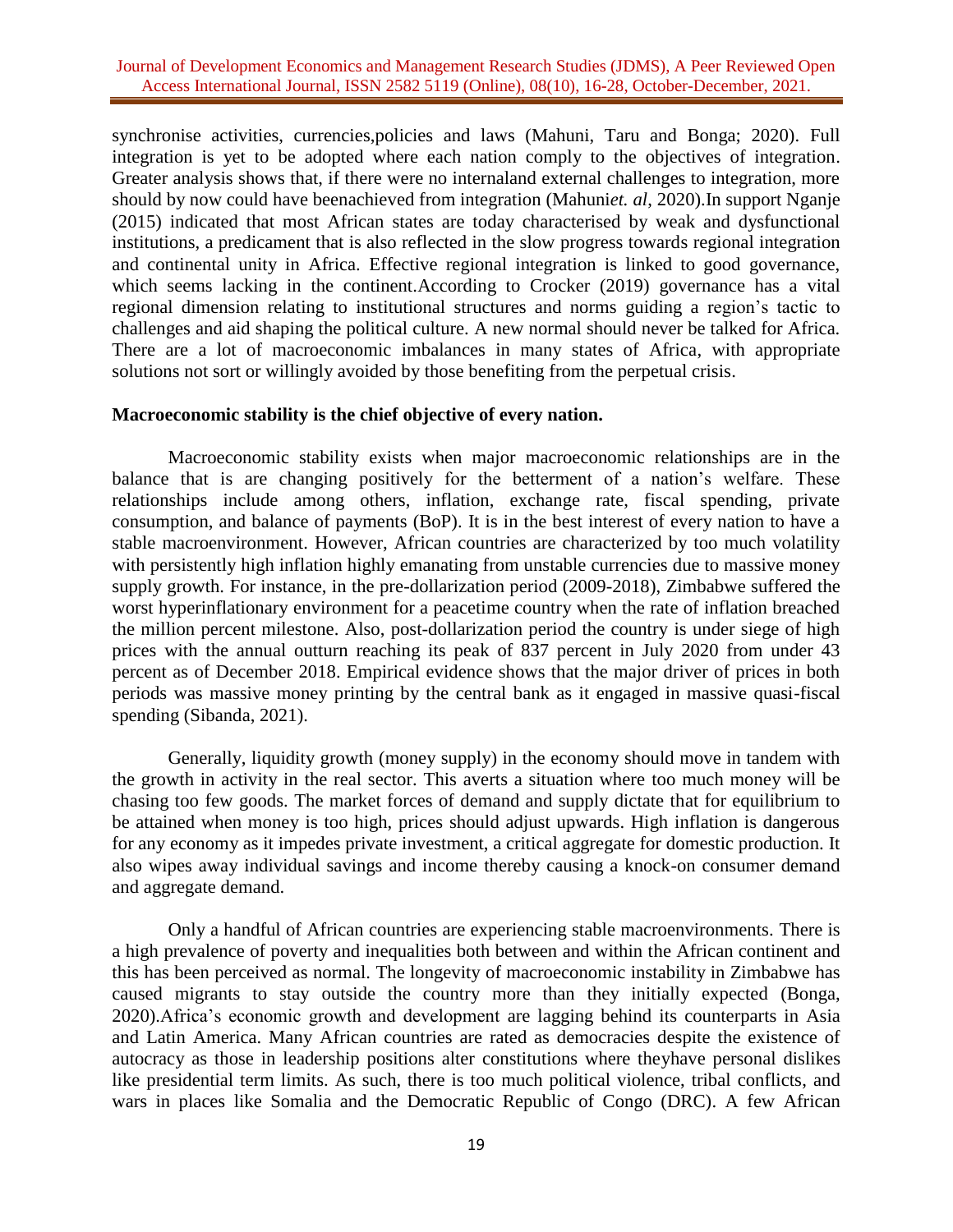synchronise activities, currencies,policies and laws (Mahuni, Taru and Bonga; 2020). Full integration is yet to be adopted where each nation comply to the objectives of integration. Greater analysis shows that, if there were no internaland external challenges to integration, more should by now could have beenachieved from integration (Mahuni*et. al*, 2020).In support Nganje (2015) indicated that most African states are today characterised by weak and dysfunctional institutions, a predicament that is also reflected in the slow progress towards regional integration and continental unity in Africa. Effective regional integration is linked to good governance, which seems lacking in the continent.According to Crocker (2019) governance has a vital regional dimension relating to institutional structures and norms guiding a region's tactic to challenges and aid shaping the political culture. A new normal should never be talked for Africa. There are a lot of macroeconomic imbalances in many states of Africa, with appropriate solutions not sort or willingly avoided by those benefiting from the perpetual crisis.

**Macroeconomic stability is the chief objective of every nation.**

Macroeconomic stability exists when major macroeconomic relationships are in the balance that is are changing positively for the betterment of a nation's welfare. These relationships include among others, inflation, exchange rate, fiscal spending, private consumption, and balance of payments (BoP). It is in the best interest of every nation to have a stable macroenvironment. However, African countries are characterized by too much volatility with persistently high inflation highly emanating from unstable currencies due to massive money supply growth. For instance, in the pre-dollarization period (2009-2018), Zimbabwe suffered the worst hyperinflationary environment for a peacetime country when the rate of inflation breached the million percent milestone. Also, post-dollarization period the country is under siege of high prices with the annual outturn reaching its peak of 837 percent in July 2020 from under 43 percent as of December 2018. Empirical evidence shows that the major driver of prices in both periods was massive money printing by the central bank as it engaged in massive quasi-fiscal spending (Sibanda, 2021).

Generally, liquidity growth (money supply) in the economy should move in tandem with the growth in activity in the real sector. This averts a situation where too much money will be chasing too few goods. The market forces of demand and supply dictate that for equilibrium to be attained when money is too high, prices should adjust upwards. High inflation is dangerous for any economy as it impedes private investment, a critical aggregate for domestic production. It also wipes away individual savings and income thereby causing a knock-on consumer demand and aggregate demand.

Only a handful of African countries are experiencing stable macroenvironments. There is a high prevalence of poverty and inequalities both between and within the African continent and this has been perceived as normal. The longevity of macroeconomic instability in Zimbabwe has caused migrants to stay outside the country more than they initially expected (Bonga, 2020).Africa's economic growth and development are lagging behind its counterparts in Asia and Latin America. Many African countries are rated as democracies despite the existence of autocracy as those in leadership positions alter constitutions where theyhave personal dislikes like presidential term limits. As such, there is too much political violence, tribal conflicts, and wars in places like Somalia and the Democratic Republic of Congo (DRC). A few African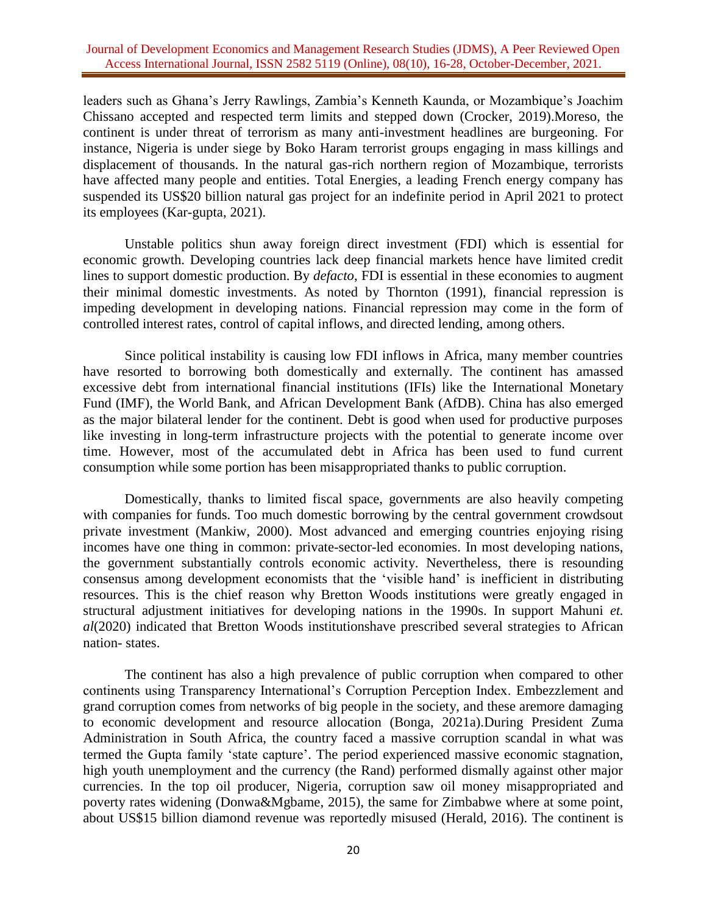leaders such as Ghana's Jerry Rawlings, Zambia's Kenneth Kaunda, or Mozambique's Joachim Chissano accepted and respected term limits and stepped down (Crocker, 2019).Moreso, the continent is under threat of terrorism as many anti-investment headlines are burgeoning. For instance, Nigeria is under siege by Boko Haram terrorist groups engaging in mass killings and displacement of thousands. In the natural gas-rich northern region of Mozambique, terrorists have affected many people and entities. Total Energies, a leading French energy company has suspended its US$20 billion natural gas project for an indefinite period in April 2021 to protect its employees (Kar-gupta, 2021).

Unstable politics shun away foreign direct investment (FDI) which is essential for economic growth. Developing countries lack deep financial markets hence have limited credit lines to support domestic production. By *defacto,* FDI is essential in these economies to augment their minimal domestic investments. As noted by Thornton (1991), financial repression is impeding development in developing nations. Financial repression may come in the form of controlled interest rates, control of capital inflows, and directed lending, among others.

Since political instability is causing low FDI inflows in Africa, many member countries have resorted to borrowing both domestically and externally. The continent has amassed excessive debt from international financial institutions (IFIs) like the International Monetary Fund (IMF), the World Bank, and African Development Bank (AfDB). China has also emerged as the major bilateral lender for the continent. Debt is good when used for productive purposes like investing in long-term infrastructure projects with the potential to generate income over time. However, most of the accumulated debt in Africa has been used to fund current consumption while some portion has been misappropriated thanks to public corruption.

Domestically, thanks to limited fiscal space, governments are also heavily competing with companies for funds. Too much domestic borrowing by the central government crowdsout private investment (Mankiw, 2000). Most advanced and emerging countries enjoying rising incomes have one thing in common: private-sector-led economies. In most developing nations, the government substantially controls economic activity. Nevertheless, there is resounding consensus among development economists that the 'visible hand' is inefficient in distributing resources. This is the chief reason why Bretton Woods institutions were greatly engaged in structural adjustment initiatives for developing nations in the 1990s. In support Mahuni *et. al*(2020) indicated that Bretton Woods institutionshave prescribed several strategies to African nation- states.

The continent has also a high prevalence of public corruption when compared to other continents using Transparency International's Corruption Perception Index. Embezzlement and grand corruption comes from networks of big people in the society, and these aremore damaging to economic development and resource allocation (Bonga, 2021a).During President Zuma Administration in South Africa, the country faced a massive corruption scandal in what was termed the Gupta family 'state capture'. The period experienced massive economic stagnation, high youth unemployment and the currency (the Rand) performed dismally against other major currencies. In the top oil producer, Nigeria, corruption saw oil money misappropriated and poverty rates widening (Donwa&Mgbame, 2015), the same for Zimbabwe where at some point, about US$15 billion diamond revenue was reportedly misused (Herald, 2016). The continent is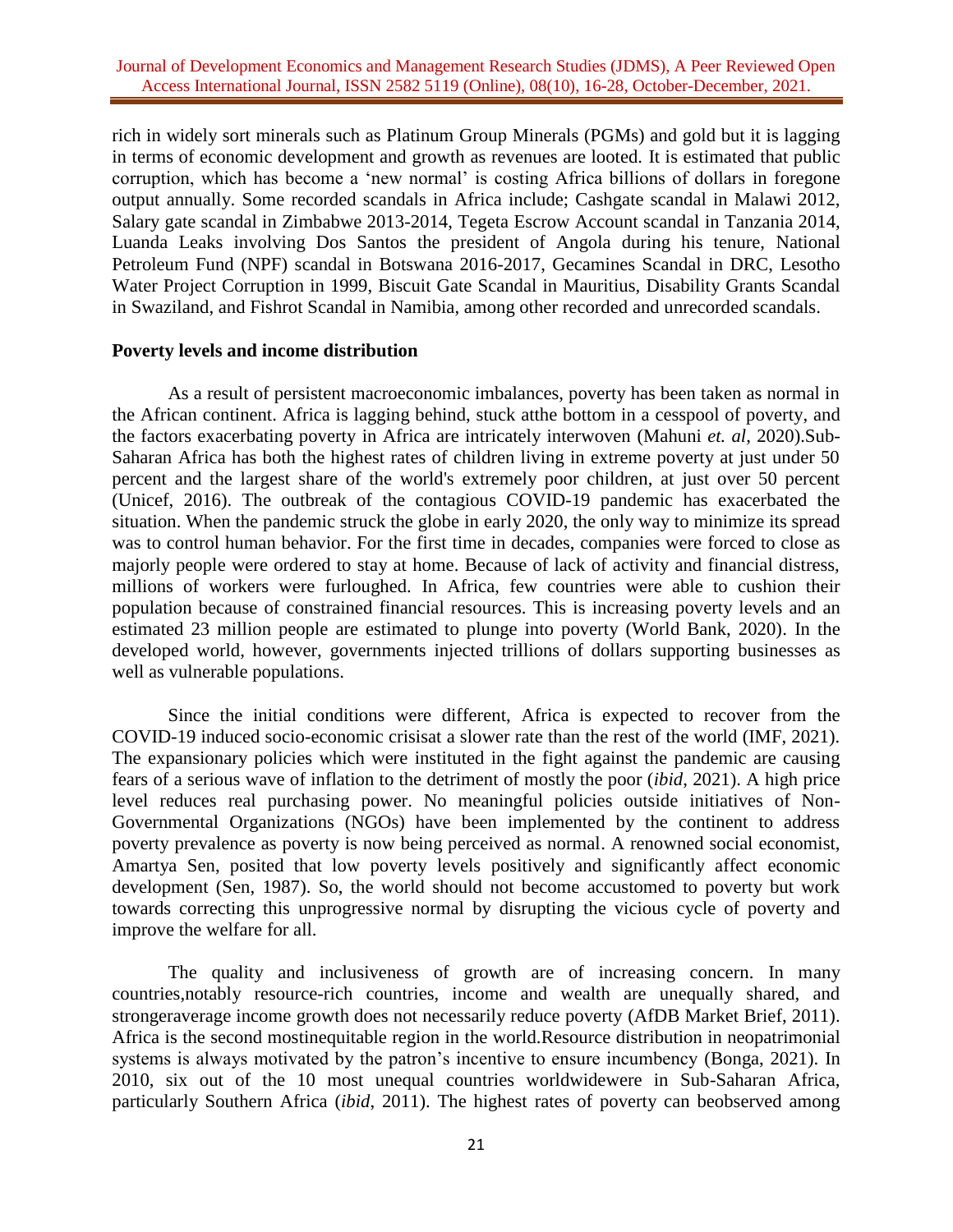rich in widely sort minerals such as Platinum Group Minerals (PGMs) and gold but it is lagging in terms of economic development and growth as revenues are looted. It is estimated that public corruption, which has become a 'new normal' is costing Africa billions of dollars in foregone output annually. Some recorded scandals in Africa include; Cashgate scandal in Malawi 2012, Salary gate scandal in Zimbabwe 2013-2014, Tegeta Escrow Account scandal in Tanzania 2014, Luanda Leaks involving Dos Santos the president of Angola during his tenure, National Petroleum Fund (NPF) scandal in Botswana 2016-2017, Gecamines Scandal in DRC, Lesotho Water Project Corruption in 1999, Biscuit Gate Scandal in Mauritius, Disability Grants Scandal in Swaziland, and Fishrot Scandal in Namibia, among other recorded and unrecorded scandals.

**Poverty levels and income distribution**

As a result of persistent macroeconomic imbalances, poverty has been taken as normal in the African continent. Africa is lagging behind, stuck atthe bottom in a cesspool of poverty, and the factors exacerbating poverty in Africa are intricately interwoven (Mahuni *et. al*, 2020).Sub-Saharan Africa has both the highest rates of children living in extreme poverty at just under 50 percent and the largest share of the world's extremely poor children, at just over 50 percent (Unicef, 2016). The outbreak of the contagious COVID-19 pandemic has exacerbated the situation. When the pandemic struck the globe in early 2020, the only way to minimize its spread was to control human behavior. For the first time in decades, companies were forced to close as majorly people were ordered to stay at home. Because of lack of activity and financial distress, millions of workers were furloughed. In Africa, few countries were able to cushion their population because of constrained financial resources. This is increasing poverty levels and an estimated 23 million people are estimated to plunge into poverty (World Bank, 2020). In the developed world, however, governments injected trillions of dollars supporting businesses as well as vulnerable populations.

Since the initial conditions were different, Africa is expected to recover from the COVID-19 induced socio-economic crisisat a slower rate than the rest of the world (IMF, 2021). The expansionary policies which were instituted in the fight against the pandemic are causing fears of a serious wave of inflation to the detriment of mostly the poor (*ibid*, 2021). A high price level reduces real purchasing power. No meaningful policies outside initiatives of Non-Governmental Organizations (NGOs) have been implemented by the continent to address poverty prevalence as poverty is now being perceived as normal. A renowned social economist, Amartya Sen, posited that low poverty levels positively and significantly affect economic development (Sen, 1987). So, the world should not become accustomed to poverty but work towards correcting this unprogressive normal by disrupting the vicious cycle of poverty and improve the welfare for all.

The quality and inclusiveness of growth are of increasing concern. In many countries,notably resource-rich countries, income and wealth are unequally shared, and strongeraverage income growth does not necessarily reduce poverty (AfDB Market Brief, 2011). Africa is the second mostinequitable region in the world.Resource distribution in neopatrimonial systems is always motivated by the patron's incentive to ensure incumbency (Bonga, 2021). In 2010, six out of the 10 most unequal countries worldwidewere in Sub-Saharan Africa, particularly Southern Africa (*ibid*, 2011). The highest rates of poverty can beobserved among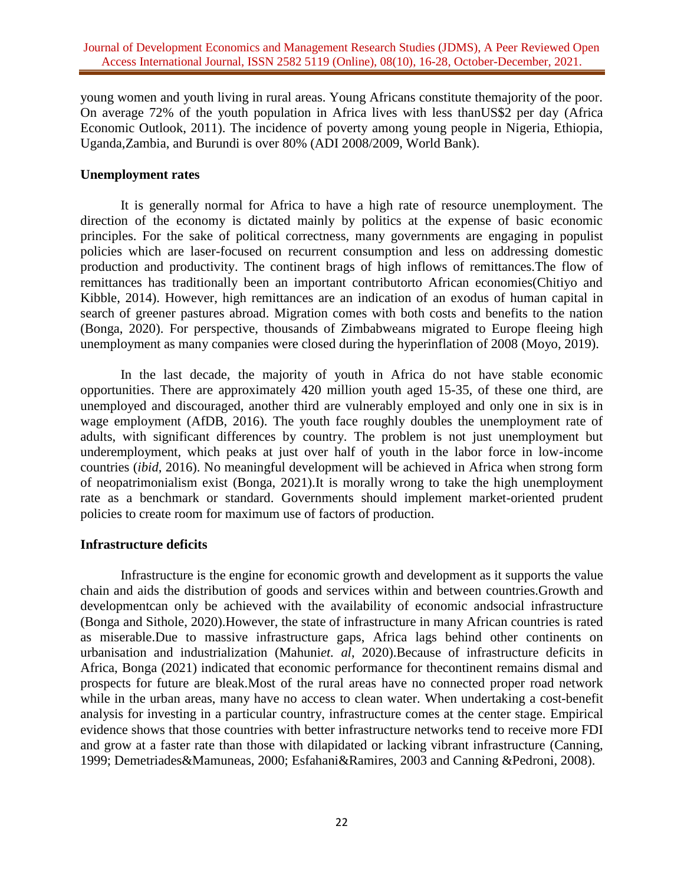young women and youth living in rural areas. Young Africans constitute themajority of the poor. On average 72% of the youth population in Africa lives with less thanUS$2 per day (Africa Economic Outlook, 2011). The incidence of poverty among young people in Nigeria, Ethiopia, Uganda,Zambia, and Burundi is over 80% (ADI 2008/2009, World Bank).

**Unemployment rates**

It is generally normal for Africa to have a high rate of resource unemployment. The direction of the economy is dictated mainly by politics at the expense of basic economic principles. For the sake of political correctness, many governments are engaging in populist policies which are laser-focused on recurrent consumption and less on addressing domestic production and productivity. The continent brags of high inflows of remittances.The flow of remittances has traditionally been an important contributorto African economies(Chitiyo and Kibble, 2014). However, high remittances are an indication of an exodus of human capital in search of greener pastures abroad. Migration comes with both costs and benefits to the nation (Bonga, 2020). For perspective, thousands of Zimbabweans migrated to Europe fleeing high unemployment as many companies were closed during the hyperinflation of 2008 (Moyo, 2019).

In the last decade, the majority of youth in Africa do not have stable economic opportunities. There are approximately 420 million youth aged 15-35, of these one third, are unemployed and discouraged, another third are vulnerably employed and only one in six is in wage employment (AfDB, 2016). The youth face roughly doubles the unemployment rate of adults, with significant differences by country. The problem is not just unemployment but underemployment, which peaks at just over half of youth in the labor force in low-income countries (*ibid*, 2016). No meaningful development will be achieved in Africa when strong form of neopatrimonialism exist (Bonga, 2021).It is morally wrong to take the high unemployment rate as a benchmark or standard. Governments should implement market-oriented prudent policies to create room for maximum use of factors of production.

**Infrastructure deficits**

Infrastructure is the engine for economic growth and development as it supports the value chain and aids the distribution of goods and services within and between countries.Growth and developmentcan only be achieved with the availability of economic andsocial infrastructure (Bonga and Sithole, 2020).However, the state of infrastructure in many African countries is rated as miserable.Due to massive infrastructure gaps, Africa lags behind other continents on urbanisation and industrialization (Mahuni*et. al*, 2020).Because of infrastructure deficits in Africa, Bonga (2021) indicated that economic performance for thecontinent remains dismal and prospects for future are bleak.Most of the rural areas have no connected proper road network while in the urban areas, many have no access to clean water. When undertaking a cost-benefit analysis for investing in a particular country, infrastructure comes at the center stage. Empirical evidence shows that those countries with better infrastructure networks tend to receive more FDI and grow at a faster rate than those with dilapidated or lacking vibrant infrastructure (Canning, 1999; Demetriades&Mamuneas, 2000; Esfahani&Ramires, 2003 and Canning &Pedroni, 2008).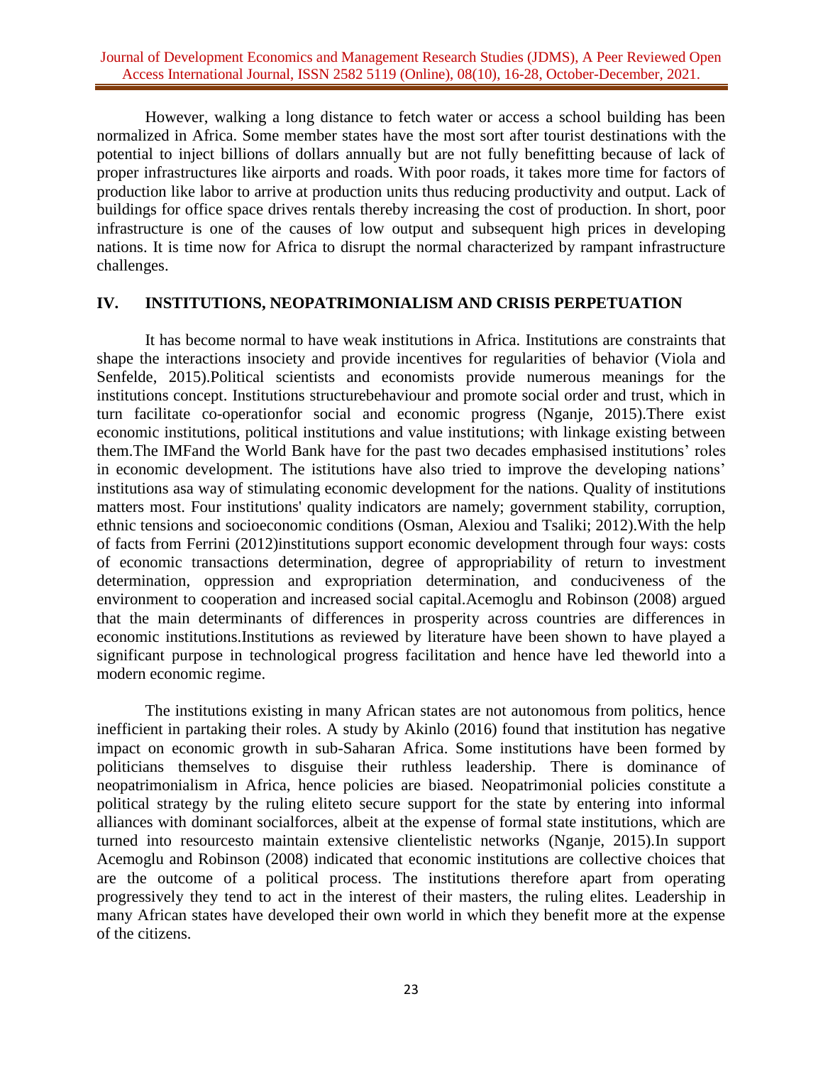However, walking a long distance to fetch water or access a school building has been normalized in Africa. Some member states have the most sort after tourist destinations with the potential to inject billions of dollars annually but are not fully benefitting because of lack of proper infrastructures like airports and roads. With poor roads, it takes more time for factors of production like labor to arrive at production units thus reducing productivity and output. Lack of buildings for office space drives rentals thereby increasing the cost of production. In short, poor infrastructure is one of the causes of low output and subsequent high prices in developing nations. It is time now for Africa to disrupt the normal characterized by rampant infrastructure challenges.

## IV. INSTITUTIONS, NEOPATRIMONIALISM AND CRISIS PERPETUATION

It has become normal to have weak institutions in Africa. Institutions are constraints that shape the interactions insociety and provide incentives for regularities of behavior (Viola and Senfelde, 2015).Political scientists and economists provide numerous meanings for the institutions concept. Institutions structurebehaviour and promote social order and trust, which in turn facilitate co-operationfor social and economic progress (Nganje, 2015).There exist economic institutions, political institutions and value institutions; with linkage existing between them.The IMFand the World Bank have for the past two decades emphasised institutions' roles in economic development. The istitutions have also tried to improve the developing nations' institutions asa way of stimulating economic development for the nations. Quality of institutions matters most. Four institutions' quality indicators are namely; government stability, corruption, ethnic tensions and socioeconomic conditions (Osman, Alexiou and Tsaliki; 2012).With the help of facts from Ferrini (2012)institutions support economic development through four ways: costs of economic transactions determination, degree of appropriability of return to investment determination, oppression and expropriation determination, and conduciveness of the environment to cooperation and increased social capital.Acemoglu and Robinson (2008) argued that the main determinants of differences in prosperity across countries are differences in economic institutions.Institutions as reviewed by literature have been shown to have played a significant purpose in technological progress facilitation and hence have led theworld into a modern economic regime.

The institutions existing in many African states are not autonomous from politics, hence inefficient in partaking their roles. A study by Akinlo (2016) found that institution has negative impact on economic growth in sub-Saharan Africa. Some institutions have been formed by politicians themselves to disguise their ruthless leadership. There is dominance of neopatrimonialism in Africa, hence policies are biased. Neopatrimonial policies constitute a political strategy by the ruling eliteto secure support for the state by entering into informal alliances with dominant socialforces, albeit at the expense of formal state institutions, which are turned into resourcesto maintain extensive clientelistic networks (Nganje, 2015).In support Acemoglu and Robinson (2008) indicated that economic institutions are collective choices that are the outcome of a political process. The institutions therefore apart from operating progressively they tend to act in the interest of their masters, the ruling elites. Leadership in many African states have developed their own world in which they benefit more at the expense of the citizens.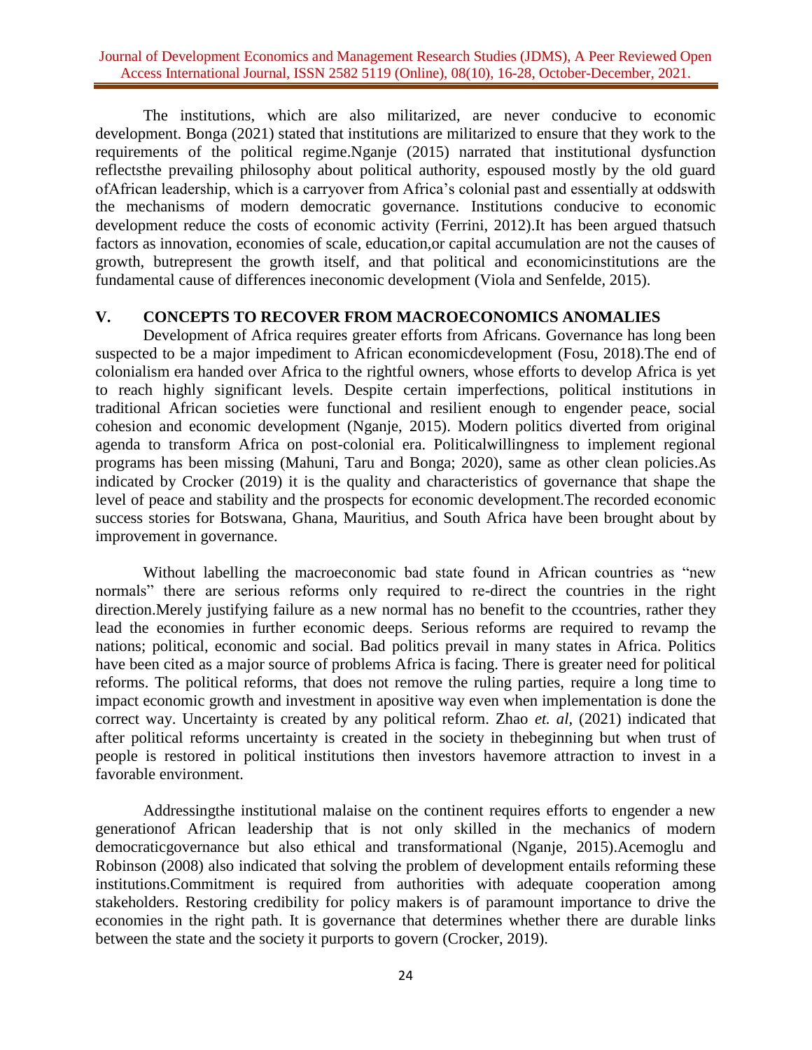The institutions, which are also militarized, are never conducive to economic development. Bonga (2021) stated that institutions are militarized to ensure that they work to the requirements of the political regime.Nganje (2015) narrated that institutional dysfunction reflectsthe prevailing philosophy about political authority, espoused mostly by the old guard ofAfrican leadership, which is a carryover from Africa's colonial past and essentially at oddswith the mechanisms of modern democratic governance. Institutions conducive to economic development reduce the costs of economic activity (Ferrini, 2012).It has been argued thatsuch factors as innovation, economies of scale, education,or capital accumulation are not the causes of growth, butrepresent the growth itself, and that political and economicinstitutions are the fundamental cause of differences ineconomic development (Viola and Senfelde, 2015).

## V. CONCEPTS TO RECOVER FROM MACROECONOMICS ANOMALIES

Development of Africa requires greater efforts from Africans. Governance has long been suspected to be a major impediment to African economicdevelopment (Fosu, 2018).The end of colonialism era handed over Africa to the rightful owners, whose efforts to develop Africa is yet to reach highly significant levels. Despite certain imperfections, political institutions in traditional African societies were functional and resilient enough to engender peace, social cohesion and economic development (Nganje, 2015). Modern politics diverted from original agenda to transform Africa on post-colonial era. Politicalwillingness to implement regional programs has been missing (Mahuni, Taru and Bonga; 2020), same as other clean policies.As indicated by Crocker (2019) it is the quality and characteristics of governance that shape the level of peace and stability and the prospects for economic development.The recorded economic success stories for Botswana, Ghana, Mauritius, and South Africa have been brought about by improvement in governance.

Without labelling the macroeconomic bad state found in African countries as "new normals" there are serious reforms only required to re-direct the countries in the right direction.Merely justifying failure as a new normal has no benefit to the ccountries, rather they lead the economies in further economic deeps. Serious reforms are required to revamp the nations; political, economic and social. Bad politics prevail in many states in Africa. Politics have been cited as a major source of problems Africa is facing. There is greater need for political reforms. The political reforms, that does not remove the ruling parties, require a long time to impact economic growth and investment in apositive way even when implementation is done the correct way. Uncertainty is created by any political reform. Zhao *et. al*, (2021) indicated that after political reforms uncertainty is created in the society in thebeginning but when trust of people is restored in political institutions then investors havemore attraction to invest in a favorable environment.

Addressingthe institutional malaise on the continent requires efforts to engender a new generationof African leadership that is not only skilled in the mechanics of modern democraticgovernance but also ethical and transformational (Nganje, 2015).Acemoglu and Robinson (2008) also indicated that solving the problem of development entails reforming these institutions.Commitment is required from authorities with adequate cooperation among stakeholders. Restoring credibility for policy makers is of paramount importance to drive the economies in the right path. It is governance that determines whether there are durable links between the state and the society it purports to govern (Crocker, 2019).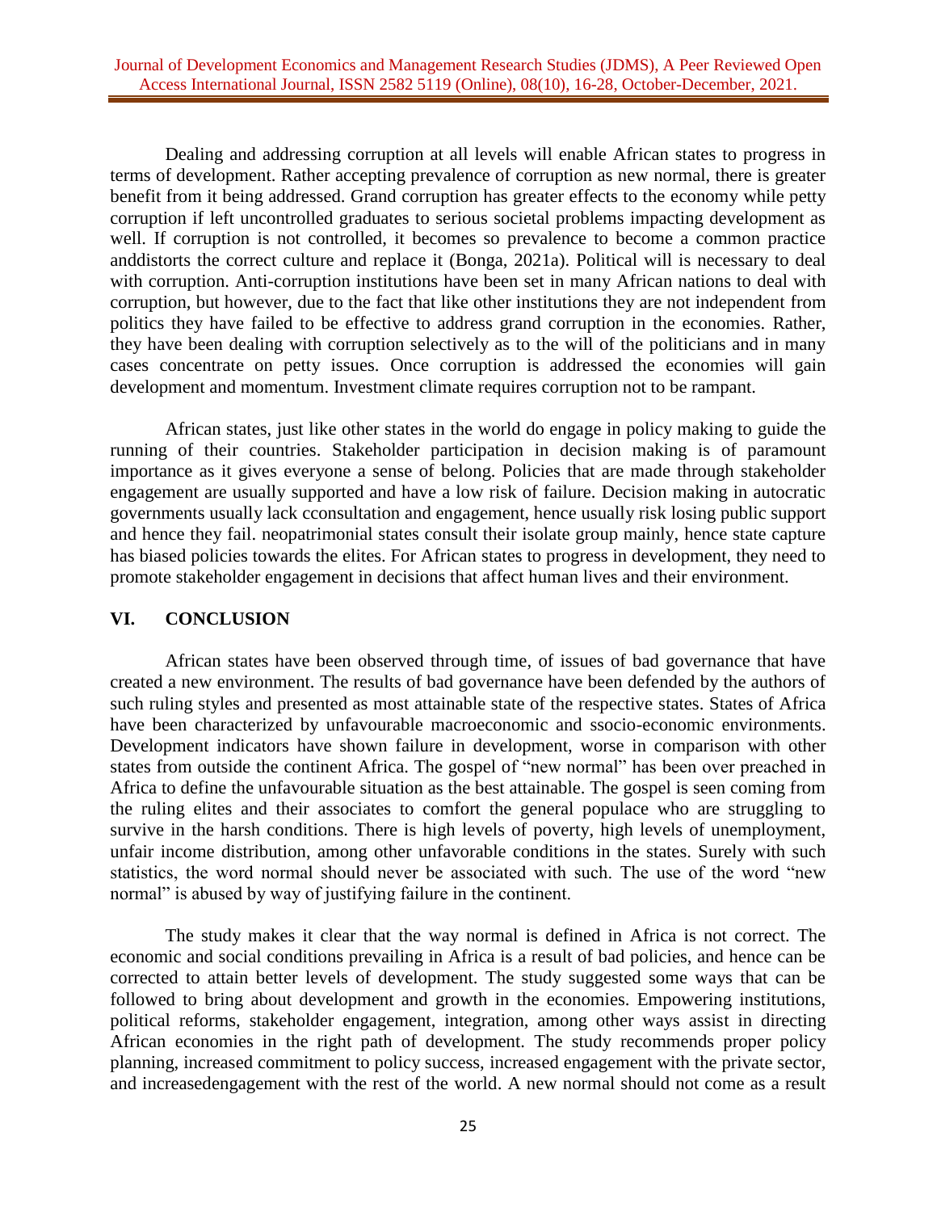Dealing and addressing corruption at all levels will enable African states to progress in terms of development. Rather accepting prevalence of corruption as new normal, there is greater benefit from it being addressed. Grand corruption has greater effects to the economy while petty corruption if left uncontrolled graduates to serious societal problems impacting development as well. If corruption is not controlled, it becomes so prevalence to become a common practice anddistorts the correct culture and replace it (Bonga, 2021a). Political will is necessary to deal with corruption. Anti-corruption institutions have been set in many African nations to deal with corruption, but however, due to the fact that like other institutions they are not independent from politics they have failed to be effective to address grand corruption in the economies. Rather, they have been dealing with corruption selectively as to the will of the politicians and in many cases concentrate on petty issues. Once corruption is addressed the economies will gain development and momentum. Investment climate requires corruption not to be rampant.

African states, just like other states in the world do engage in policy making to guide the running of their countries. Stakeholder participation in decision making is of paramount importance as it gives everyone a sense of belong. Policies that are made through stakeholder engagement are usually supported and have a low risk of failure. Decision making in autocratic governments usually lack cconsultation and engagement, hence usually risk losing public support and hence they fail. neopatrimonial states consult their isolate group mainly, hence state capture has biased policies towards the elites. For African states to progress in development, they need to promote stakeholder engagement in decisions that affect human lives and their environment.

## VI. CONCLUSION

African states have been observed through time, of issues of bad governance that have created a new environment. The results of bad governance have been defended by the authors of such ruling styles and presented as most attainable state of the respective states. States of Africa have been characterized by unfavourable macroeconomic and ssocio-economic environments. Development indicators have shown failure in development, worse in comparison with other states from outside the continent Africa. The gospel of "new normal" has been over preached in Africa to define the unfavourable situation as the best attainable. The gospel is seen coming from the ruling elites and their associates to comfort the general populace who are struggling to survive in the harsh conditions. There is high levels of poverty, high levels of unemployment, unfair income distribution, among other unfavorable conditions in the states. Surely with such statistics, the word normal should never be associated with such. The use of the word "new normal" is abused by way of justifying failure in the continent.

The study makes it clear that the way normal is defined in Africa is not correct. The economic and social conditions prevailing in Africa is a result of bad policies, and hence can be corrected to attain better levels of development. The study suggested some ways that can be followed to bring about development and growth in the economies. Empowering institutions, political reforms, stakeholder engagement, integration, among other ways assist in directing African economies in the right path of development. The study recommends proper policy planning, increased commitment to policy success, increased engagement with the private sector, and increasedengagement with the rest of the world. A new normal should not come as a result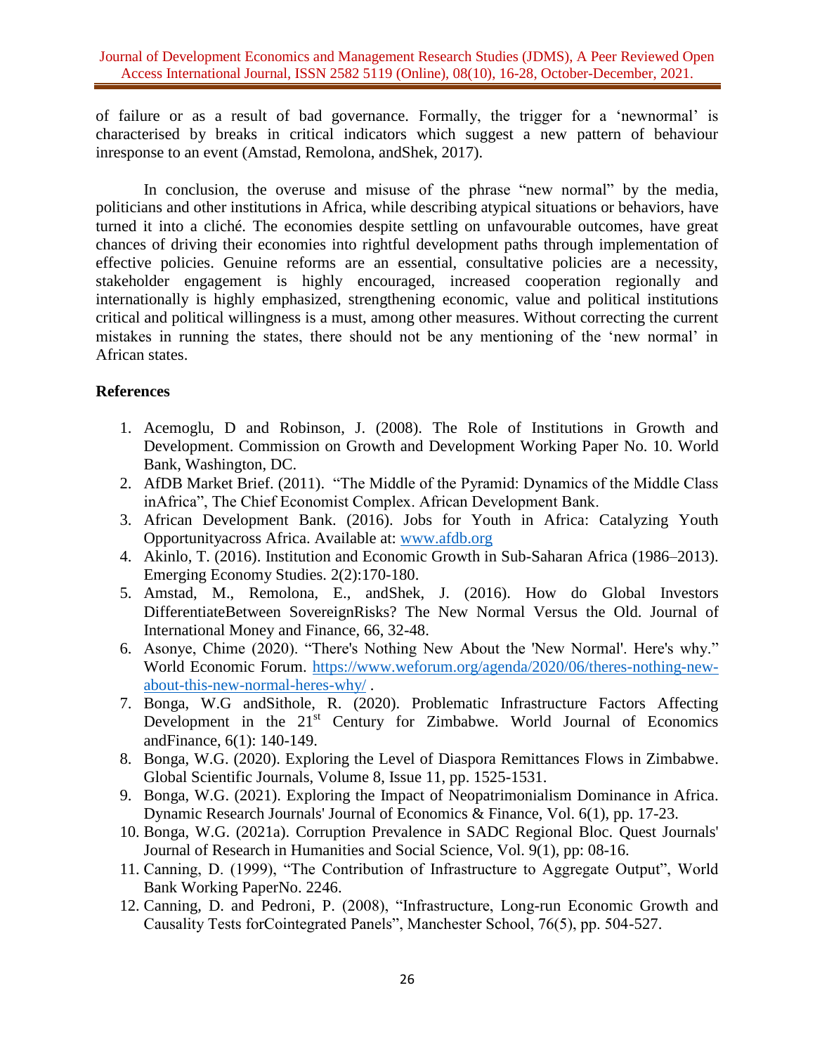of failure or as a result of bad governance. Formally, the trigger for a 'newnormal' is characterised by breaks in critical indicators which suggest a new pattern of behaviour inresponse to an event (Amstad, Remolona, andShek, 2017).

In conclusion, the overuse and misuse of the phrase "new normal" by the media, politicians and other institutions in Africa, while describing atypical situations or behaviors, have turned it into a cliché. The economies despite settling on unfavourable outcomes, have great chances of driving their economies into rightful development paths through implementation of effective policies. Genuine reforms are an essential, consultative policies are a necessity, stakeholder engagement is highly encouraged, increased cooperation regionally and internationally is highly emphasized, strengthening economic, value and political institutions critical and political willingness is a must, among other measures. Without correcting the current mistakes in running the states, there should not be any mentioning of the 'new normal' in African states.

## References

1. Acemoglu, D and Robinson, J. (2008). The Role of Institutions in Growth and Development. Commission on Growth and Development Working Paper No. 10. World Bank, Washington, DC.
2. AfDB Market Brief. (2011). "The Middle of the Pyramid: Dynamics of the Middle Class inAfrica", The Chief Economist Complex. African Development Bank.
3. African Development Bank. (2016). Jobs for Youth in Africa: Catalyzing Youth Opportunityacross Africa. Available at: [www.afdb.org](www.afdb.org)
4. Akinlo, T. (2016). Institution and Economic Growth in Sub-Saharan Africa (1986–2013). Emerging Economy Studies. 2(2):170-180.
5. Amstad, M., Remolona, E., andShek, J. (2016). How do Global Investors DifferentiateBetween SovereignRisks? The New Normal Versus the Old. Journal of International Money and Finance, 66, 32-48.
6. Asonye, Chime (2020). "There's Nothing New About the 'New Normal'. Here's why." World Economic Forum. [https://www.weforum.org/agenda/2020/06/theres-nothing-new-about-this-new-normal-heres-why/](https://www.weforum.org/agenda/2020/06/theres-nothing-new-about-this-new-normal-heres-why/) .
7. Bonga, W.G andSithole, R. (2020). Problematic Infrastructure Factors Affecting Development in the 21st Century for Zimbabwe. World Journal of Economics andFinance, 6(1): 140-149.
8. Bonga, W.G. (2020). Exploring the Level of Diaspora Remittances Flows in Zimbabwe. Global Scientific Journals, Volume 8, Issue 11, pp. 1525-1531.
9. Bonga, W.G. (2021). Exploring the Impact of Neopatrimonialism Dominance in Africa. Dynamic Research Journals' Journal of Economics & Finance, Vol. 6(1), pp. 17-23.
10. Bonga, W.G. (2021a). Corruption Prevalence in SADC Regional Bloc. Quest Journals' Journal of Research in Humanities and Social Science, Vol. 9(1), pp: 08-16.
11. Canning, D. (1999), "The Contribution of Infrastructure to Aggregate Output", World Bank Working PaperNo. 2246.
12. Canning, D. and Pedroni, P. (2008), "Infrastructure, Long-run Economic Growth and Causality Tests forCointegrated Panels", Manchester School, 76(5), pp. 504-527.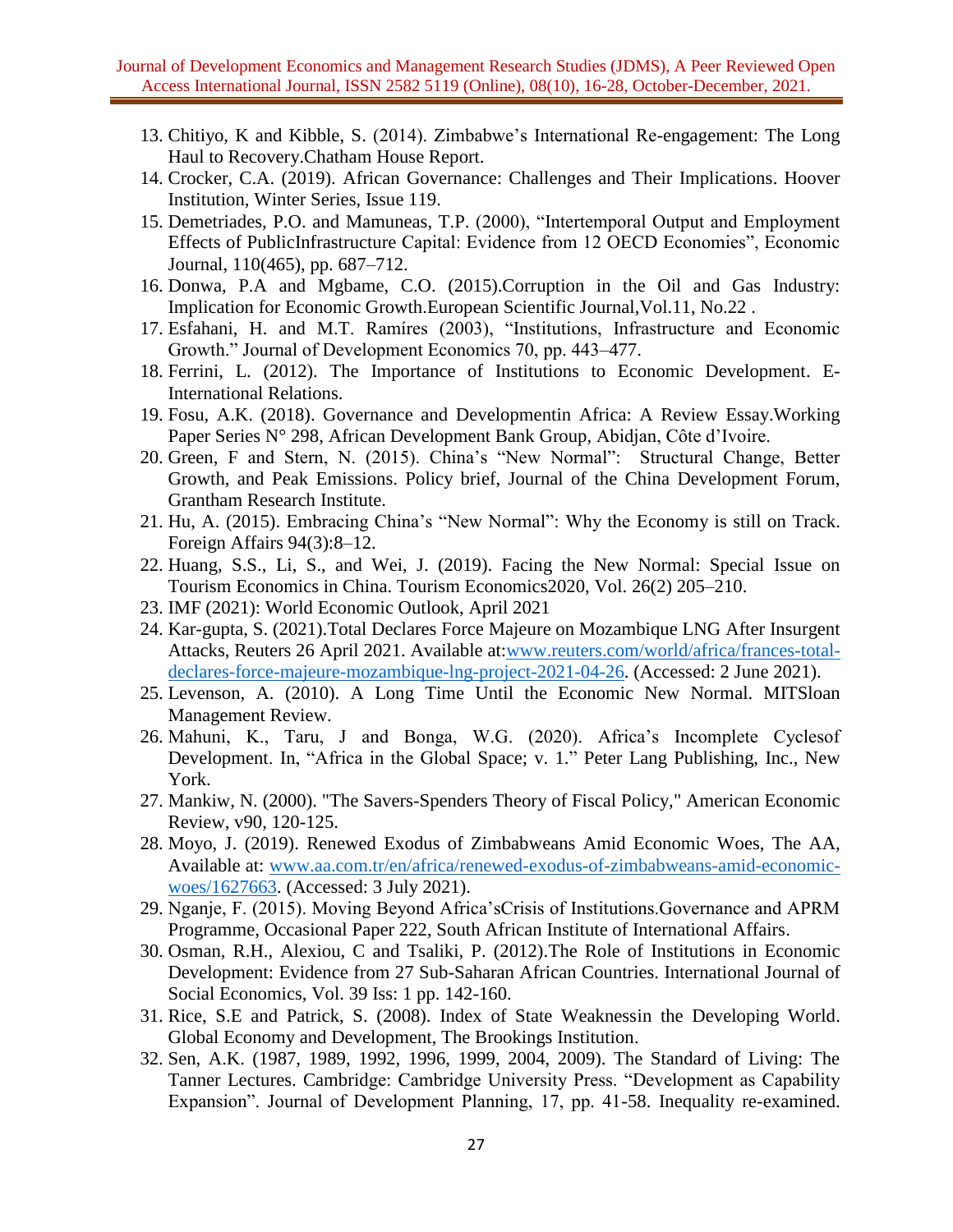13. Chitiyo, K and Kibble, S. (2014). Zimbabwe's International Re-engagement: The Long Haul to Recovery.Chatham House Report.
14. Crocker, C.A. (2019). African Governance: Challenges and Their Implications. Hoover Institution, Winter Series, Issue 119.
15. Demetriades, P.O. and Mamuneas, T.P. (2000), "Intertemporal Output and Employment Effects of PublicInfrastructure Capital: Evidence from 12 OECD Economies", Economic Journal, 110(465), pp. 687–712.
16. Donwa, P.A and Mgbame, C.O. (2015).Corruption in the Oil and Gas Industry: Implication for Economic Growth.European Scientific Journal,Vol.11, No.22 .
17. Esfahani, H. and M.T. Ramíres (2003), "Institutions, Infrastructure and Economic Growth." Journal of Development Economics 70, pp. 443–477.
18. Ferrini, L. (2012). The Importance of Institutions to Economic Development. E-International Relations.
19. Fosu, A.K. (2018). Governance and Developmentin Africa: A Review Essay.Working Paper Series N° 298, African Development Bank Group, Abidjan, Côte d'Ivoire.
20. Green, F and Stern, N. (2015). China's "New Normal": Structural Change, Better Growth, and Peak Emissions. Policy brief, Journal of the China Development Forum, Grantham Research Institute.
21. Hu, A. (2015). Embracing China's "New Normal": Why the Economy is still on Track. Foreign Affairs 94(3):8–12.
22. Huang, S.S., Li, S., and Wei, J. (2019). Facing the New Normal: Special Issue on Tourism Economics in China. Tourism Economics2020, Vol. 26(2) 205–210.
23. IMF (2021): World Economic Outlook, April 2021
24. Kar-gupta, S. (2021).Total Declares Force Majeure on Mozambique LNG After Insurgent Attacks, Reuters 26 April 2021. Available at:[www.reuters.com/world/africa/frances-total-declares-force-majeure-mozambique-lng-project-2021-04-26](www.reuters.com/world/africa/frances-total-declares-force-majeure-mozambique-lng-project-2021-04-26). (Accessed: 2 June 2021).
25. Levenson, A. (2010). A Long Time Until the Economic New Normal. MITSloan Management Review.
26. Mahuni, K., Taru, J and Bonga, W.G. (2020). Africa's Incomplete Cyclesof Development. In, "Africa in the Global Space; v. 1." Peter Lang Publishing, Inc., New York.
27. Mankiw, N. (2000). "The Savers-Spenders Theory of Fiscal Policy," American Economic Review, v90, 120-125.
28. Moyo, J. (2019). Renewed Exodus of Zimbabweans Amid Economic Woes, The AA, Available at: [www.aa.com.tr/en/africa/renewed-exodus-of-zimbabweans-amid-economic-woes/1627663](www.aa.com.tr/en/africa/renewed-exodus-of-zimbabweans-amid-economic-woes/1627663). (Accessed: 3 July 2021).
29. Nganje, F. (2015). Moving Beyond Africa'sCrisis of Institutions.Governance and APRM Programme, Occasional Paper 222, South African Institute of International Affairs.
30. Osman, R.H., Alexiou, C and Tsaliki, P. (2012).The Role of Institutions in Economic Development: Evidence from 27 Sub-Saharan African Countries. International Journal of Social Economics, Vol. 39 Iss: 1 pp. 142-160.
31. Rice, S.E and Patrick, S. (2008). Index of State Weaknessin the Developing World. Global Economy and Development, The Brookings Institution.
32. Sen, A.K. (1987, 1989, 1992, 1996, 1999, 2004, 2009). The Standard of Living: The Tanner Lectures. Cambridge: Cambridge University Press. "Development as Capability Expansion". Journal of Development Planning, 17, pp. 41-58. Inequality re-examined.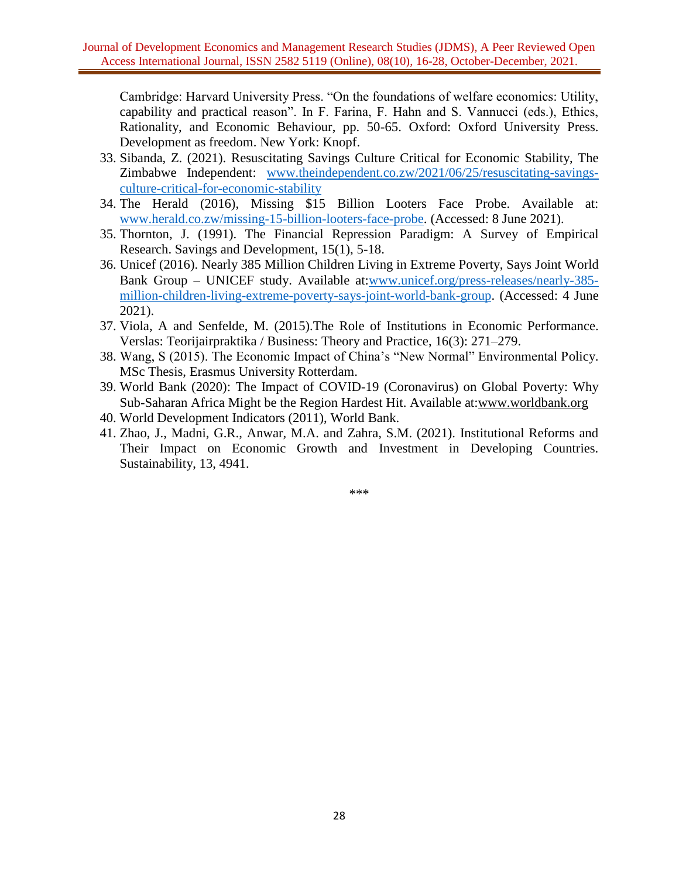Cambridge: Harvard University Press. "On the foundations of welfare economics: Utility, capability and practical reason". In F. Farina, F. Hahn and S. Vannucci (eds.), Ethics, Rationality, and Economic Behaviour, pp. 50-65. Oxford: Oxford University Press. Development as freedom. New York: Knopf.

33. Sibanda, Z. (2021). Resuscitating Savings Culture Critical for Economic Stability, The Zimbabwe Independent: www.theindependent.co.zw/2021/06/25/resuscitating-savings-culture-critical-for-economic-stability
34. The Herald (2016), Missing $15 Billion Looters Face Probe. Available at: www.herald.co.zw/missing-15-billion-looters-face-probe. (Accessed: 8 June 2021).
35. Thornton, J. (1991). The Financial Repression Paradigm: A Survey of Empirical Research. Savings and Development, 15(1), 5-18.
36. Unicef (2016). Nearly 385 Million Children Living in Extreme Poverty, Says Joint World Bank Group – UNICEF study. Available at:www.unicef.org/press-releases/nearly-385-million-children-living-extreme-poverty-says-joint-world-bank-group. (Accessed: 4 June 2021).
37. Viola, A and Senfelde, M. (2015).The Role of Institutions in Economic Performance. Verslas: Teorijairpraktika / Business: Theory and Practice, 16(3): 271–279.
38. Wang, S (2015). The Economic Impact of China's "New Normal" Environmental Policy. MSc Thesis, Erasmus University Rotterdam.
39. World Bank (2020): The Impact of COVID-19 (Coronavirus) on Global Poverty: Why Sub-Saharan Africa Might be the Region Hardest Hit. Available at:www.worldbank.org
40. World Development Indicators (2011), World Bank.
41. Zhao, J., Madni, G.R., Anwar, M.A. and Zahra, S.M. (2021). Institutional Reforms and Their Impact on Economic Growth and Investment in Developing Countries. Sustainability, 13, 4941.

***